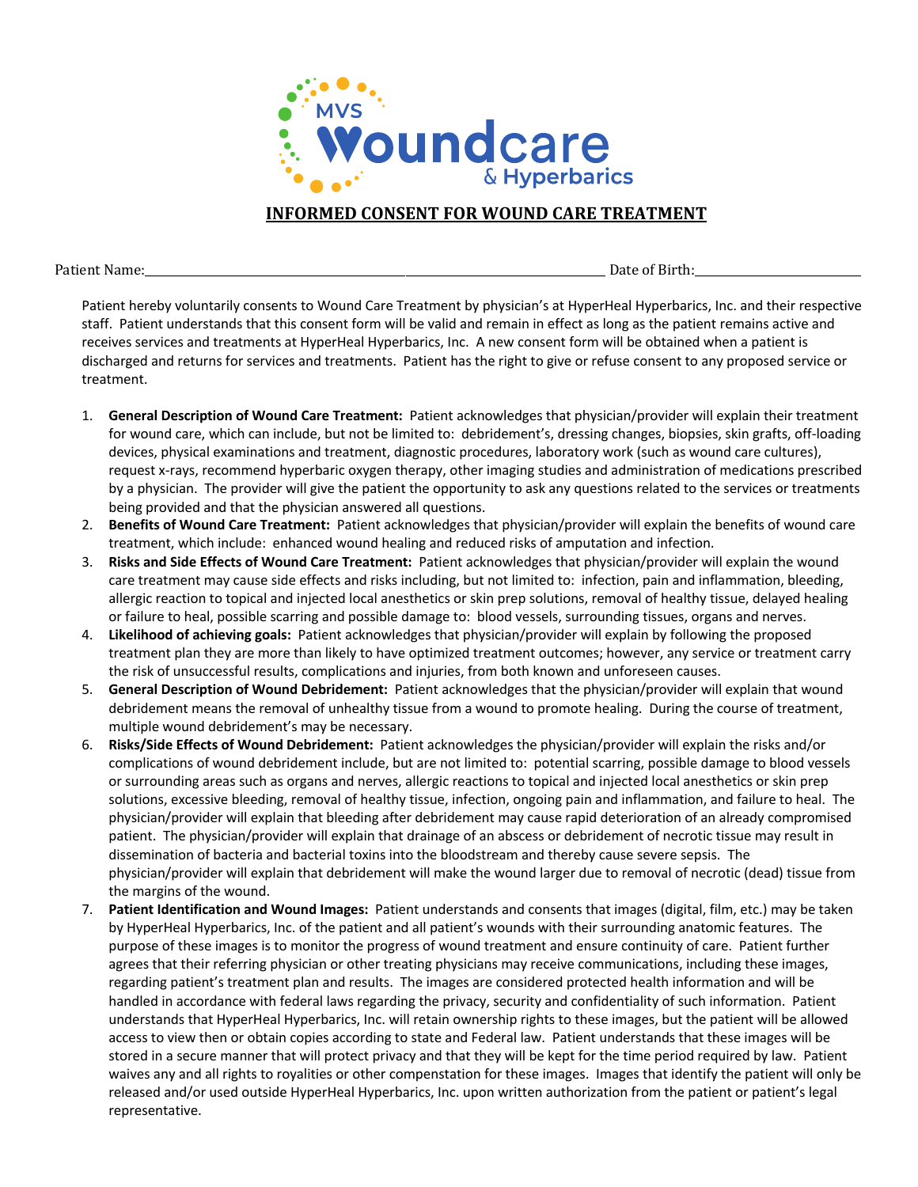MVS Woundcare & Hyperbarics

# INFORMED CONSENT FOR WOUND CARE TREATMENT

Patient Name:\_\_\_\_\_\_\_\_\_\_\_\_\_\_\_\_\_\_\_\_\_\_\_\_\_\_\_\_\_\_\_\_\_\_\_\_\_\_\_\_\_\_\_\_\_\_\_\_\_\_\_\_\_\_\_\_\_\_\_\_\_\_\_\_\_\_\_\_ Date of Birth:\_\_\_\_\_\_\_\_\_\_\_\_\_\_\_\_\_\_\_\_\_\_\_\_

Patient hereby voluntarily consents to Wound Care Treatment by physician's at HyperHeal Hyperbarics, Inc. and their respective staff. Patient understands that this consent form will be valid and remain in effect as long as the patient remains active and receives services and treatments at HyperHeal Hyperbarics, Inc. A new consent form will be obtained when a patient is discharged and returns for services and treatments. Patient has the right to give or refuse consent to any proposed service or treatment.

1. **General Description of Wound Care Treatment:** Patient acknowledges that physician/provider will explain their treatment for wound care, which can include, but not be limited to: debridement's, dressing changes, biopsies, skin grafts, off-loading devices, physical examinations and treatment, diagnostic procedures, laboratory work (such as wound care cultures), request x-rays, recommend hyperbaric oxygen therapy, other imaging studies and administration of medications prescribed by a physician. The provider will give the patient the opportunity to ask any questions related to the services or treatments being provided and that the physician answered all questions.
2. **Benefits of Wound Care Treatment:** Patient acknowledges that physician/provider will explain the benefits of wound care treatment, which include: enhanced wound healing and reduced risks of amputation and infection.
3. **Risks and Side Effects of Wound Care Treatment:** Patient acknowledges that physician/provider will explain the wound care treatment may cause side effects and risks including, but not limited to: infection, pain and inflammation, bleeding, allergic reaction to topical and injected local anesthetics or skin prep solutions, removal of healthy tissue, delayed healing or failure to heal, possible scarring and possible damage to: blood vessels, surrounding tissues, organs and nerves.
4. **Likelihood of achieving goals:** Patient acknowledges that physician/provider will explain by following the proposed treatment plan they are more than likely to have optimized treatment outcomes; however, any service or treatment carry the risk of unsuccessful results, complications and injuries, from both known and unforeseen causes.
5. **General Description of Wound Debridement:** Patient acknowledges that the physician/provider will explain that wound debridement means the removal of unhealthy tissue from a wound to promote healing. During the course of treatment, multiple wound debridement's may be necessary.
6. **Risks/Side Effects of Wound Debridement:** Patient acknowledges the physician/provider will explain the risks and/or complications of wound debridement include, but are not limited to: potential scarring, possible damage to blood vessels or surrounding areas such as organs and nerves, allergic reactions to topical and injected local anesthetics or skin prep solutions, excessive bleeding, removal of healthy tissue, infection, ongoing pain and inflammation, and failure to heal. The physician/provider will explain that bleeding after debridement may cause rapid deterioration of an already compromised patient. The physician/provider will explain that drainage of an abscess or debridement of necrotic tissue may result in dissemination of bacteria and bacterial toxins into the bloodstream and thereby cause severe sepsis. The physician/provider will explain that debridement will make the wound larger due to removal of necrotic (dead) tissue from the margins of the wound.
7. **Patient Identification and Wound Images:** Patient understands and consents that images (digital, film, etc.) may be taken by HyperHeal Hyperbarics, Inc. of the patient and all patient's wounds with their surrounding anatomic features. The purpose of these images is to monitor the progress of wound treatment and ensure continuity of care. Patient further agrees that their referring physician or other treating physicians may receive communications, including these images, regarding patient's treatment plan and results. The images are considered protected health information and will be handled in accordance with federal laws regarding the privacy, security and confidentiality of such information. Patient understands that HyperHeal Hyperbarics, Inc. will retain ownership rights to these images, but the patient will be allowed access to view then or obtain copies according to state and Federal law. Patient understands that these images will be stored in a secure manner that will protect privacy and that they will be kept for the time period required by law. Patient waives any and all rights to royalities or other compensation for these images. Images that identify the patient will only be released and/or used outside HyperHeal Hyperbarics, Inc. upon written authorization from the patient or patient's legal representative.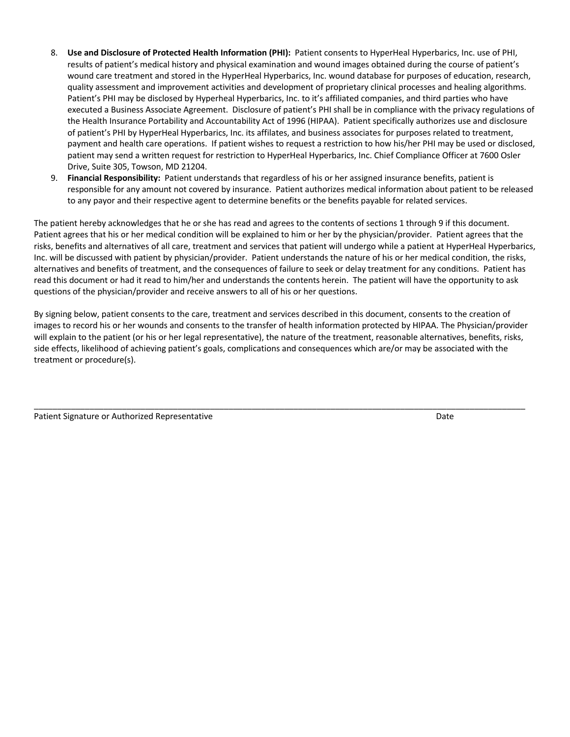8. **Use and Disclosure of Protected Health Information (PHI):** Patient consents to HyperHeal Hyperbarics, Inc. use of PHI, results of patient's medical history and physical examination and wound images obtained during the course of patient's wound care treatment and stored in the HyperHeal Hyperbarics, Inc. wound database for purposes of education, research, quality assessment and improvement activities and development of proprietary clinical processes and healing algorithms. Patient's PHI may be disclosed by Hyperheal Hyperbarics, Inc. to it's affiliated companies, and third parties who have executed a Business Associate Agreement. Disclosure of patient's PHI shall be in compliance with the privacy regulations of the Health Insurance Portability and Accountability Act of 1996 (HIPAA). Patient specifically authorizes use and disclosure of patient's PHI by HyperHeal Hyperbarics, Inc. its affilates, and business associates for purposes related to treatment, payment and health care operations. If patient wishes to request a restriction to how his/her PHI may be used or disclosed, patient may send a written request for restriction to HyperHeal Hyperbarics, Inc. Chief Compliance Officer at 7600 Osler Drive, Suite 305, Towson, MD 21204.
9. **Financial Responsibility:** Patient understands that regardless of his or her assigned insurance benefits, patient is responsible for any amount not covered by insurance. Patient authorizes medical information about patient to be released to any payor and their respective agent to determine benefits or the benefits payable for related services.

The patient hereby acknowledges that he or she has read and agrees to the contents of sections 1 through 9 if this document. Patient agrees that his or her medical condition will be explained to him or her by the physician/provider. Patient agrees that the risks, benefits and alternatives of all care, treatment and services that patient will undergo while a patient at HyperHeal Hyperbarics, Inc. will be discussed with patient by physician/provider. Patient understands the nature of his or her medical condition, the risks, alternatives and benefits of treatment, and the consequences of failure to seek or delay treatment for any conditions. Patient has read this document or had it read to him/her and understands the contents herein. The patient will have the opportunity to ask questions of the physician/provider and receive answers to all of his or her questions.

By signing below, patient consents to the care, treatment and services described in this document, consents to the creation of images to record his or her wounds and consents to the transfer of health information protected by HIPAA. The Physician/provider will explain to the patient (or his or her legal representative), the nature of the treatment, reasonable alternatives, benefits, risks, side effects, likelihood of achieving patient's goals, complications and consequences which are/or may be associated with the treatment or procedure(s).

______________________________________________________________________________

Patient Signature or Authorized Representative Date